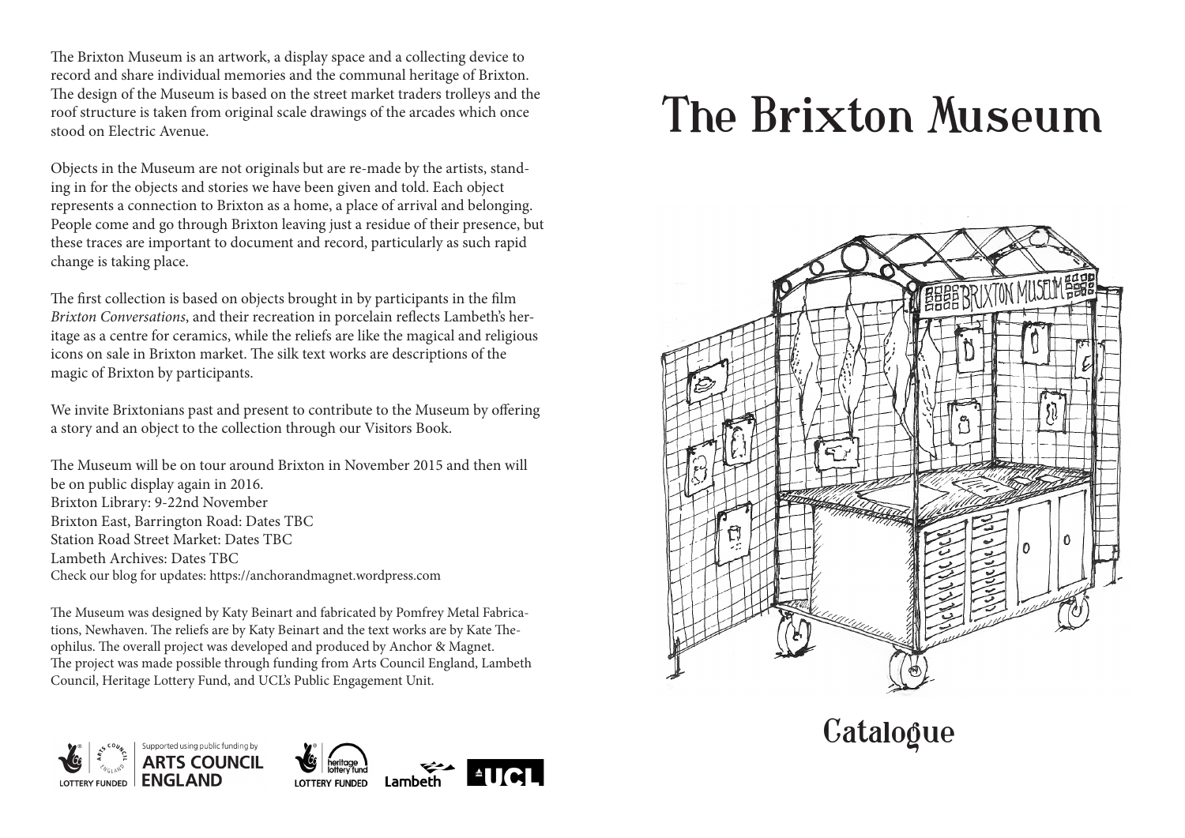The Brixton Museum is an artwork, a display space and a collecting device to record and share individual memories and the communal heritage of Brixton. The design of the Museum is based on the street market traders trolleys and the roof structure is taken from original scale drawings of the arcades which once stood on Electric Avenue.

Objects in the Museum are not originals but are re-made by the artists, standing in for the objects and stories we have been given and told. Each object represents a connection to Brixton as a home, a place of arrival and belonging. People come and go through Brixton leaving just a residue of their presence, but these traces are important to document and record, particularly as such rapid change is taking place.

The first collection is based on objects brought in by participants in the film *Brixton Conversations*, and their recreation in porcelain reflects Lambeth's heritage as a centre for ceramics, while the reliefs are like the magical and religious icons on sale in Brixton market. The silk text works are descriptions of the magic of Brixton by participants.

We invite Brixtonians past and present to contribute to the Museum by offering a story and an object to the collection through our Visitors Book.

The Museum will be on tour around Brixton in November 2015 and then will be on public display again in 2016.
Brixton Library: 9-22nd November
Brixton East, Barrington Road: Dates TBC
Station Road Street Market: Dates TBC
Lambeth Archives: Dates TBC
Check our blog for updates: https://anchorandmagnet.wordpress.com

The Museum was designed by Katy Beinart and fabricated by Pomfrey Metal Fabrications, Newhaven. The reliefs are by Katy Beinart and the text works are by Kate Theophilus. The overall project was developed and produced by Anchor & Magnet. The project was made possible through funding from Arts Council England, Lambeth Council, Heritage Lottery Fund, and UCL's Public Engagement Unit.

Supported using public funding by ARTS COUNCIL ENGLAND — LOTTERY FUNDED — heritage lottery fund LOTTERY FUNDED — Lambeth — UCL

# The Brixton Museum

## Catalogue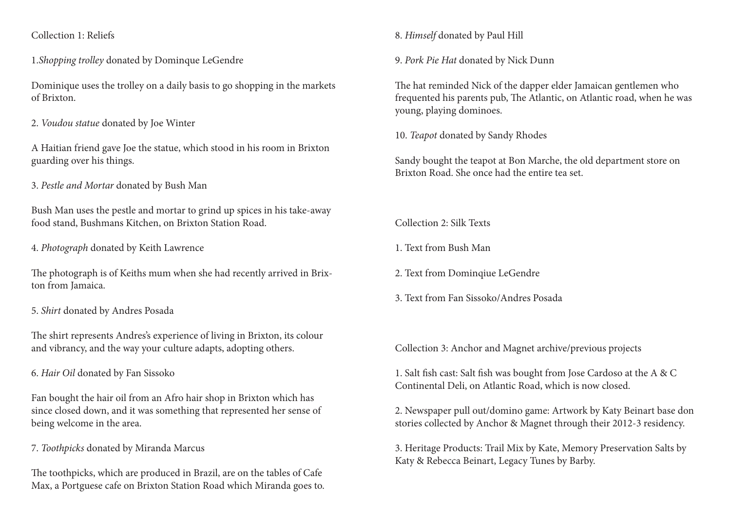Collection 1: Reliefs

1.*Shopping trolley* donated by Dominque LeGendre

Dominique uses the trolley on a daily basis to go shopping in the markets of Brixton.

2. *Voudou statue* donated by Joe Winter

A Haitian friend gave Joe the statue, which stood in his room in Brixton guarding over his things.

3. *Pestle and Mortar* donated by Bush Man

Bush Man uses the pestle and mortar to grind up spices in his take-away food stand, Bushmans Kitchen, on Brixton Station Road.

4. *Photograph* donated by Keith Lawrence

The photograph is of Keiths mum when she had recently arrived in Brixton from Jamaica.

5. *Shirt* donated by Andres Posada

The shirt represents Andres's experience of living in Brixton, its colour and vibrancy, and the way your culture adapts, adopting others.

6. *Hair Oil* donated by Fan Sissoko

Fan bought the hair oil from an Afro hair shop in Brixton which has since closed down, and it was something that represented her sense of being welcome in the area.

7. *Toothpicks* donated by Miranda Marcus

The toothpicks, which are produced in Brazil, are on the tables of Cafe Max, a Portguese cafe on Brixton Station Road which Miranda goes to.

8. *Himself* donated by Paul Hill

9. *Pork Pie Hat* donated by Nick Dunn

The hat reminded Nick of the dapper elder Jamaican gentlemen who frequented his parents pub, The Atlantic, on Atlantic road, when he was young, playing dominoes.

10. *Teapot* donated by Sandy Rhodes

Sandy bought the teapot at Bon Marche, the old department store on Brixton Road. She once had the entire tea set.

Collection 2: Silk Texts

1. Text from Bush Man

2. Text from Dominqiue LeGendre

3. Text from Fan Sissoko/Andres Posada

Collection 3: Anchor and Magnet archive/previous projects

1. Salt fish cast: Salt fish was bought from Jose Cardoso at the A & C Continental Deli, on Atlantic Road, which is now closed.

2. Newspaper pull out/domino game: Artwork by Katy Beinart base don stories collected by Anchor & Magnet through their 2012-3 residency.

3. Heritage Products: Trail Mix by Kate, Memory Preservation Salts by Katy & Rebecca Beinart, Legacy Tunes by Barby.